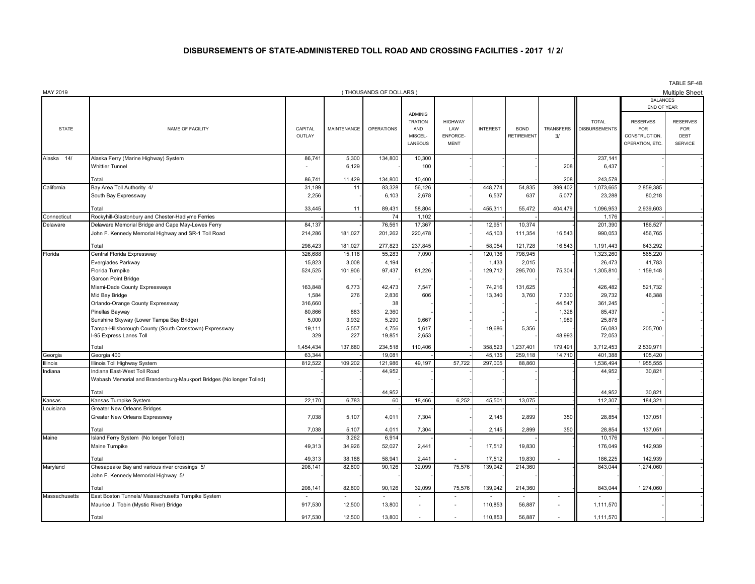# DISBURSEMENTS OF STATE-ADMINISTERED TOLL ROAD AND CROSSING FACILITIES - 2017 1/ 2/

TABLE SF-4B

MAY 2019 — ( THOUSANDS OF DOLLARS ) — Multiple Sheet

| STATE | NAME OF FACILITY | CAPITAL OUTLAY | MAINTENANCE | OPERATIONS | ADMINISTRATION AND MISCELLANEOUS | HIGHWAY LAW ENFORCEMENT | INTEREST | BOND RETIREMENT | TRANSFERS 3/ | TOTAL DISBURSEMENTS | BALANCES END OF YEAR: RESERVES FOR CONSTRUCTION, OPERATION, ETC. | BALANCES END OF YEAR: RESERVES FOR DEBT SERVICE |
|---|---|---|---|---|---|---|---|---|---|---|---|---|
| Alaska 14/ | Alaska Ferry (Marine Highway) System | 86,741 | 5,300 | 134,800 | 10,300 | - | - | - | - | 237,141 | - | - |
| | Whittier Tunnel | - | 6,129 | - | 100 | - | - | - | 208 | 6,437 | - | - |
| | Total | 86,741 | 11,429 | 134,800 | 10,400 | - | - | - | 208 | 243,578 | - | - |
| California | Bay Area Toll Authority 4/ | 31,189 | 11 | 83,328 | 56,126 | - | 448,774 | 54,835 | 399,402 | 1,073,665 | 2,859,385 | - |
| | South Bay Expressway | 2,256 | - | 6,103 | 2,678 | - | 6,537 | 637 | 5,077 | 23,288 | 80,218 | - |
| | Total | 33,445 | 11 | 89,431 | 58,804 | - | 455,311 | 55,472 | 404,479 | 1,096,953 | 2,939,603 | - |
| Connecticut | Rockyhill-Glastonbury and Chester-Hadlyme Ferries | - | - | 74 | 1,102 | - | - | - | - | 1,176 | - | - |
| Delaware | Delaware Memorial Bridge and Cape May-Lewes Ferry | 84,137 | - | 76,561 | 17,367 | - | 12,951 | 10,374 | - | 201,390 | 186,527 | - |
| | John F. Kennedy Memorial Highway and SR-1 Toll Road | 214,286 | 181,027 | 201,262 | 220,478 | - | 45,103 | 111,354 | 16,543 | 990,053 | 456,765 | - |
| | Total | 298,423 | 181,027 | 277,823 | 237,845 | - | 58,054 | 121,728 | 16,543 | 1,191,443 | 643,292 | - |
| Florida | Central Florida Expressway | 326,688 | 15,118 | 55,283 | 7,090 | - | 120,136 | 798,945 | - | 1,323,260 | 565,220 | - |
| | Everglades Parkway | 15,823 | 3,008 | 4,194 | - | - | 1,433 | 2,015 | - | 26,473 | 41,783 | - |
| | Florida Turnpike | 524,525 | 101,906 | 97,437 | 81,226 | - | 129,712 | 295,700 | 75,304 | 1,305,810 | 1,159,148 | - |
| | Garcon Point Bridge | - | - | - | - | - | - | - | - | - | - | - |
| | Miami-Dade County Expressways | 163,848 | 6,773 | 42,473 | 7,547 | - | 74,216 | 131,625 | - | 426,482 | 521,732 | - |
| | Mid Bay Bridge | 1,584 | 276 | 2,836 | 606 | - | 13,340 | 3,760 | 7,330 | 29,732 | 46,388 | - |
| | Orlando-Orange County Expressway | 316,660 | - | 38 | - | - | - | - | 44,547 | 361,245 | - | - |
| | Pinellas Bayway | 80,866 | 883 | 2,360 | - | - | - | - | 1,328 | 85,437 | - | - |
| | Sunshine Skyway (Lower Tampa Bay Bridge) | 5,000 | 3,932 | 5,290 | 9,667 | - | - | - | 1,989 | 25,878 | - | - |
| | Tampa-Hillsborough County (South Crosstown) Expressway | 19,111 | 5,557 | 4,756 | 1,617 | - | 19,686 | 5,356 | - | 56,083 | 205,700 | - |
| | I-95 Express Lanes Toll | 329 | 227 | 19,851 | 2,653 | - | - | - | 48,993 | 72,053 | - | - |
| | Total | 1,454,434 | 137,680 | 234,518 | 110,406 | - | 358,523 | 1,237,401 | 179,491 | 3,712,453 | 2,539,971 | - |
| Georgia | Georgia 400 | 63,344 | - | 19,081 | - | - | 45,135 | 259,118 | 14,710 | 401,388 | 105,420 | - |
| Illinois | Illinois Toll Highway System | 812,522 | 109,202 | 121,986 | 49,197 | 57,722 | 297,005 | 88,860 | - | 1,536,494 | 1,955,555 | - |
| Indiana | Indiana East-West Toll Road | - | - | 44,952 | - | - | - | - | - | 44,952 | 30,821 | - |
| | Wabash Memorial and Brandenburg-Maukport Bridges (No longer Tolled) | - | - | - | - | - | - | - | - | - | - | - |
| | Total | - | - | 44,952 | - | - | - | - | - | 44,952 | 30,821 | - |
| Kansas | Kansas Turnpike System | 22,170 | 6,783 | 60 | 18,466 | 6,252 | 45,501 | 13,075 | - | 112,307 | 184,321 | - |
| Louisiana | Greater New Orleans Bridges | - | - | - | - | - | - | - | - | - | - | - |
| | Greater New Orleans Expressway | 7,038 | 5,107 | 4,011 | 7,304 | - | 2,145 | 2,899 | 350 | 28,854 | 137,051 | - |
| | Total | 7,038 | 5,107 | 4,011 | 7,304 | - | 2,145 | 2,899 | 350 | 28,854 | 137,051 | - |
| Maine | Island Ferry System (No longer Tolled) | - | 3,262 | 6,914 | - | - | - | - | - | 10,176 | - | - |
| | Maine Turnpike | 49,313 | 34,926 | 52,027 | 2,441 | - | 17,512 | 19,830 | - | 176,049 | 142,939 | - |
| | Total | 49,313 | 38,188 | 58,941 | 2,441 | - | 17,512 | 19,830 | - | 186,225 | 142,939 | - |
| Maryland | Chesapeake Bay and various river crossings 5/ | 208,141 | 82,800 | 90,126 | 32,099 | 75,576 | 139,942 | 214,360 | - | 843,044 | 1,274,060 | - |
| | John F. Kennedy Memorial Highway 5/ | - | - | - | - | - | - | - | - | - | - | - |
| | Total | 208,141 | 82,800 | 90,126 | 32,099 | 75,576 | 139,942 | 214,360 | - | 843,044 | 1,274,060 | - |
| Massachusetts | East Boston Tunnels/ Massachusetts Turnpike System | - | - | - | - | - | - | - | - | - | | |
| | Maurice J. Tobin (Mystic River) Bridge | 917,530 | 12,500 | 13,800 | - | - | 110,853 | 56,887 | - | 1,111,570 | - | - |
| | Total | 917,530 | 12,500 | 13,800 | - | - | 110,853 | 56,887 | - | 1,111,570 | - | - |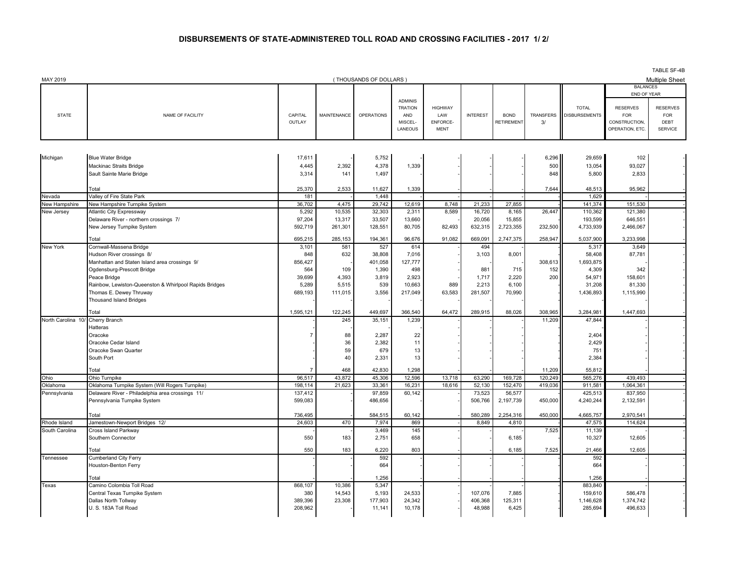# DISBURSEMENTS OF STATE-ADMINISTERED TOLL ROAD AND CROSSING FACILITIES - 2017 1/ 2/

TABLE SF-4B

MAY 2019 | ( THOUSANDS OF DOLLARS ) | Multiple Sheet

| STATE | NAME OF FACILITY | CAPITAL OUTLAY | MAINTENANCE | OPERATIONS | ADMINISTRATION AND MISCELLANEOUS | HIGHWAY LAW ENFORCEMENT | INTEREST | BOND RETIREMENT | TRANSFERS 3/ | TOTAL DISBURSEMENTS | BALANCES END OF YEAR: RESERVES FOR CONSTRUCTION, OPERATION, ETC. | BALANCES END OF YEAR: RESERVES FOR DEBT SERVICE |
|---|---|---|---|---|---|---|---|---|---|---|---|---|
| Michigan | Blue Water Bridge | 17,611 | - | 5,752 | - | - | - | - | 6,296 | 29,659 | 102 | - |
| | Mackinac Straits Bridge | 4,445 | 2,392 | 4,378 | 1,339 | - | - | - | 500 | 13,054 | 93,027 | - |
| | Sault Sainte Marie Bridge | 3,314 | 141 | 1,497 | - | - | - | - | 848 | 5,800 | 2,833 | - |
| | Total | 25,370 | 2,533 | 11,627 | 1,339 | - | - | - | 7,644 | 48,513 | 95,962 | - |
| Nevada | Valley of Fire State Park | 181 | - | 1,448 | - | - | - | - | - | 1,629 | - | - |
| New Hampshire | New Hampshire Turnpike System | 36,702 | 4,475 | 29,742 | 12,619 | 8,748 | 21,233 | 27,855 | - | 141,374 | 151,530 | - |
| New Jersey | Atlantic City Expressway | 5,292 | 10,535 | 32,303 | 2,311 | 8,589 | 16,720 | 8,165 | 26,447 | 110,362 | 121,380 | - |
| | Delaware River - northern crossings 7/ | 97,204 | 13,317 | 33,507 | 13,660 | - | 20,056 | 15,855 | - | 193,599 | 646,551 | - |
| | New Jersey Turnpike System | 592,719 | 261,301 | 128,551 | 80,705 | 82,493 | 632,315 | 2,723,355 | 232,500 | 4,733,939 | 2,466,067 | - |
| | Total | 695,215 | 285,153 | 194,361 | 96,676 | 91,082 | 669,091 | 2,747,375 | 258,947 | 5,037,900 | 3,233,998 | - |
| New York | Cornwall-Massena Bridge | 3,101 | 581 | 527 | 614 | - | 494 | - | - | 5,317 | 3,649 | - |
| | Hudson River crossings 8/ | 848 | 632 | 38,808 | 7,016 | - | 3,103 | 8,001 | - | 58,408 | 87,781 | - |
| | Manhattan and Staten Island area crossings 9/ | 856,427 | - | 401,058 | 127,777 | - | - | - | 308,613 | 1,693,875 | - | - |
| | Ogdensburg-Prescott Bridge | 564 | 109 | 1,390 | 498 | - | 881 | 715 | 152 | 4,309 | 342 | - |
| | Peace Bridge | 39,699 | 4,393 | 3,819 | 2,923 | - | 1,717 | 2,220 | 200 | 54,971 | 158,601 | - |
| | Rainbow, Lewiston-Queenston & Whirlpool Rapids Bridges | 5,289 | 5,515 | 539 | 10,663 | 889 | 2,213 | 6,100 | - | 31,208 | 81,330 | - |
| | Thomas E. Dewey Thruway | 689,193 | 111,015 | 3,556 | 217,049 | 63,583 | 281,507 | 70,990 | - | 1,436,893 | 1,115,990 | - |
| | Thousand Island Bridges | - | - | - | - | - | - | - | - | - | - | - |
| | Total | 1,595,121 | 122,245 | 449,697 | 366,540 | 64,472 | 289,915 | 88,026 | 308,965 | 3,284,981 | 1,447,693 | - |
| North Carolina 10/ | Cherry Branch | - | 245 | 35,151 | 1,239 | - | - | - | 11,209 | 47,844 | - | - |
| | Hatteras | - | - | - | - | - | - | - | - | - | - | - |
| | Oracoke | 7 | 88 | 2,287 | 22 | - | - | - | - | 2,404 | - | - |
| | Oracoke Cedar Island | - | 36 | 2,382 | 11 | - | - | - | - | 2,429 | - | - |
| | Oracoke Swan Quarter | - | 59 | 679 | 13 | - | - | - | - | 751 | - | - |
| | South Port | - | 40 | 2,331 | 13 | - | - | - | - | 2,384 | - | - |
| | Total | 7 | 468 | 42,830 | 1,298 | - | - | - | 11,209 | 55,812 | - | - |
| Ohio | Ohio Turnpike | 96,517 | 43,872 | 45,306 | 12,596 | 13,718 | 63,290 | 169,728 | 120,249 | 565,276 | 439,493 | - |
| Oklahoma | Oklahoma Turnpike System (Will Rogers Turnpike) | 198,114 | 21,623 | 33,361 | 16,231 | 18,616 | 52,130 | 152,470 | 419,036 | 911,581 | 1,064,361 | - |
| Pennsylvania | Delaware River - Philadelphia area crossings 11/ | 137,412 | - | 97,859 | 60,142 | - | 73,523 | 56,577 | - | 425,513 | 837,950 | - |
| | Pennsylvania Turnpike System | 599,083 | - | 486,656 | - | - | 506,766 | 2,197,739 | 450,000 | 4,240,244 | 2,132,591 | - |
| | Total | 736,495 | - | 584,515 | 60,142 | - | 580,289 | 2,254,316 | 450,000 | 4,665,757 | 2,970,541 | - |
| Rhode Island | Jamestown-Newport Bridges 12/ | 24,603 | 470 | 7,974 | 869 | - | 8,849 | 4,810 | - | 47,575 | 114,624 | - |
| South Carolina | Cross Island Parkway | - | - | 3,469 | 145 | - | - | - | 7,525 | 11,139 | - | - |
| | Southern Connector | 550 | 183 | 2,751 | 658 | - | - | 6,185 | - | 10,327 | 12,605 | - |
| | Total | 550 | 183 | 6,220 | 803 | - | - | 6,185 | 7,525 | 21,466 | 12,605 | - |
| Tennessee | Cumberland City Ferry | - | - | 592 | - | - | - | - | - | 592 | - | - |
| | Houston-Benton Ferry | - | - | 664 | - | - | - | - | - | 664 | - | - |
| | Total | - | - | 1,256 | - | - | - | - | - | 1,256 | - | - |
| Texas | Camino Colombia Toll Road | 868,107 | 10,386 | 5,347 | - | - | - | - | - | 883,840 | - | - |
| | Central Texas Turnpike System | 380 | 14,543 | 5,193 | 24,533 | - | 107,076 | 7,885 | - | 159,610 | 586,478 | - |
| | Dallas North Tollway | 389,396 | 23,308 | 177,903 | 24,342 | - | 406,368 | 125,311 | - | 1,146,628 | 1,374,742 | - |
| | U. S. 183A Toll Road | 208,962 | - | 11,141 | 10,178 | - | 48,988 | 6,425 | - | 285,694 | 496,633 | - |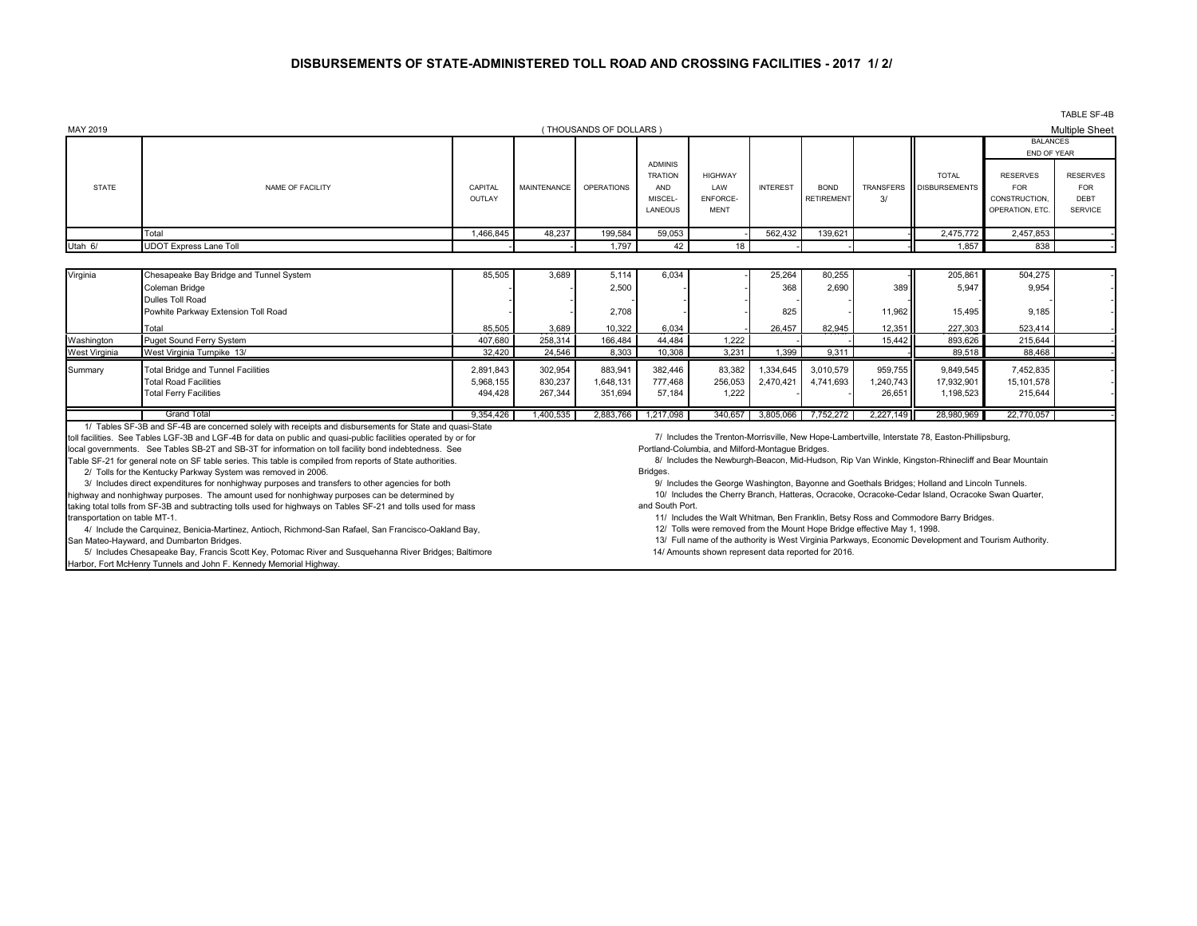# DISBURSEMENTS OF STATE-ADMINISTERED TOLL ROAD AND CROSSING FACILITIES - 2017 1/ 2/

TABLE SF-4B

MAY 2019 — ( THOUSANDS OF DOLLARS ) — Multiple Sheet

| STATE | NAME OF FACILITY | CAPITAL OUTLAY | MAINTENANCE | OPERATIONS | ADMINISTRATION AND MISCELLANEOUS | HIGHWAY LAW ENFORCEMENT | INTEREST | BOND RETIREMENT | TRANSFERS 3/ | TOTAL DISBURSEMENTS | BALANCES END OF YEAR: RESERVES FOR CONSTRUCTION, OPERATION, ETC. | BALANCES END OF YEAR: RESERVES FOR DEBT SERVICE |
|---|---|---|---|---|---|---|---|---|---|---|---|---|
| | Total | 1,466,845 | 48,237 | 199,584 | 59,053 | - | 562,432 | 139,621 | - | 2,475,772 | 2,457,853 | - |
| Utah 6/ | UDOT Express Lane Toll | - | - | 1,797 | 42 | 18 | - | - | - | 1,857 | 838 | - |
| Virginia | Chesapeake Bay Bridge and Tunnel System | 85,505 | 3,689 | 5,114 | 6,034 | - | 25,264 | 80,255 | - | 205,861 | 504,275 | - |
| | Coleman Bridge | - | - | 2,500 | - | - | 368 | 2,690 | 389 | 5,947 | 9,954 | - |
| | Dulles Toll Road | - | - | - | - | - | - | - | - | - | - | - |
| | Powhite Parkway Extension Toll Road | - | - | 2,708 | - | - | 825 | - | 11,962 | 15,495 | 9,185 | - |
| | Total | 85,505 | 3,689 | 10,322 | 6,034 | - | 26,457 | 82,945 | 12,351 | 227,303 | 523,414 | - |
| Washington | Puget Sound Ferry System | 407,680 | 258,314 | 166,484 | 44,484 | 1,222 | - | - | 15,442 | 893,626 | 215,644 | - |
| West Virginia | West Virginia Turnpike 13/ | 32,420 | 24,546 | 8,303 | 10,308 | 3,231 | 1,399 | 9,311 | - | 89,518 | 88,468 | - |
| Summary | Total Bridge and Tunnel Facilities | 2,891,843 | 302,954 | 883,941 | 382,446 | 83,382 | 1,334,645 | 3,010,579 | 959,755 | 9,849,545 | 7,452,835 | - |
| | Total Road Facilities | 5,968,155 | 830,237 | 1,648,131 | 777,468 | 256,053 | 2,470,421 | 4,741,693 | 1,240,743 | 17,932,901 | 15,101,578 | - |
| | Total Ferry Facilities | 494,428 | 267,344 | 351,694 | 57,184 | 1,222 | - | - | 26,651 | 1,198,523 | 215,644 | - |
| | Grand Total | 9,354,426 | 1,400,535 | 2,883,766 | 1,217,098 | 340,657 | 3,805,066 | 7,752,272 | 2,227,149 | 28,980,969 | 22,770,057 | - |

1/ Tables SF-3B and SF-4B are concerned solely with receipts and disbursements for State and quasi-State toll facilities. See Tables LGF-3B and LGF-4B for data on public and quasi-public facilities operated by or for local governments. See Tables SB-2T and SB-3T for information on toll facility bond indebtedness. See Table SF-21 for general note on SF table series. This table is compiled from reports of State authorities.

2/ Tolls for the Kentucky Parkway System was removed in 2006.

3/ Includes direct expenditures for nonhighway purposes and transfers to other agencies for both highway and nonhighway purposes. The amount used for nonhighway purposes can be determined by taking total tolls from SF-3B and subtracting tolls used for highways on Tables SF-21 and tolls used for mass transportation on table MT-1.

4/ Include the Carquinez, Benicia-Martinez, Antioch, Richmond-San Rafael, San Francisco-Oakland Bay, San Mateo-Hayward, and Dumbarton Bridges.

5/ Includes Chesapeake Bay, Francis Scott Key, Potomac River and Susquehanna River Bridges; Baltimore Harbor, Fort McHenry Tunnels and John F. Kennedy Memorial Highway.

7/ Includes the Trenton-Morrisville, New Hope-Lambertville, Interstate 78, Easton-Phillipsburg, Portland-Columbia, and Milford-Montague Bridges.

8/ Includes the Newburgh-Beacon, Mid-Hudson, Rip Van Winkle, Kingston-Rhinecliff and Bear Mountain Bridges.

9/ Includes the George Washington, Bayonne and Goethals Bridges; Holland and Lincoln Tunnels.

10/ Includes the Cherry Branch, Hatteras, Ocracoke, Ocracoke-Cedar Island, Ocracoke Swan Quarter, and South Port.

11/ Includes the Walt Whitman, Ben Franklin, Betsy Ross and Commodore Barry Bridges.

12/ Tolls were removed from the Mount Hope Bridge effective May 1, 1998.

13/ Full name of the authority is West Virginia Parkways, Economic Development and Tourism Authority.

14/ Amounts shown represent data reported for 2016.